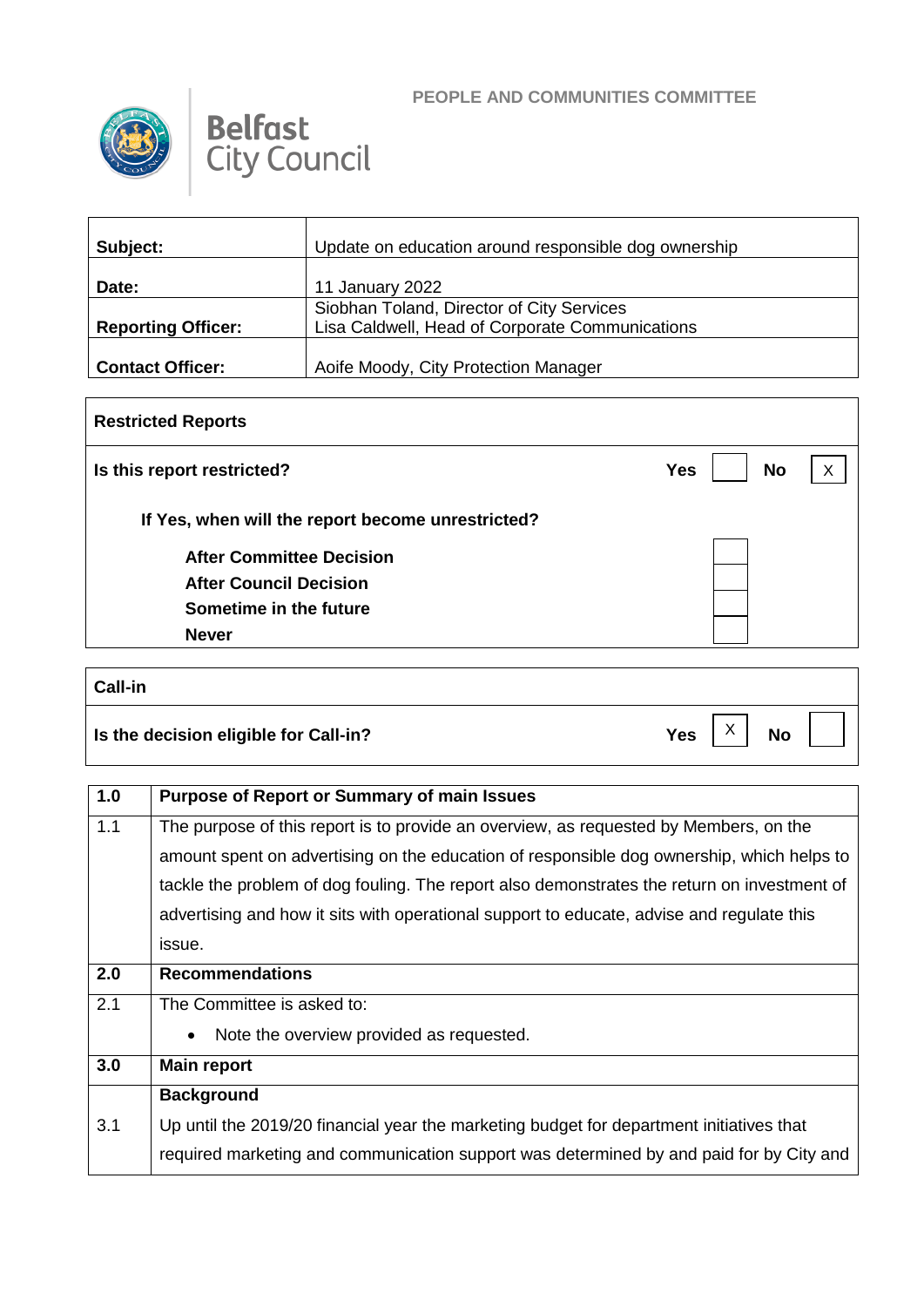PEOPLE AND COMMUNITIES COMMITTEE

Belfast City Council

| | |
|---|---|
| **Subject:** | Update on education around responsible dog ownership |
| **Date:** | 11 January 2022 |
| **Reporting Officer:** | Siobhan Toland, Director of City Services<br>Lisa Caldwell, Head of Corporate Communications |
| **Contact Officer:** | Aoife Moody, City Protection Manager |

| **Restricted Reports** | | | | |
|---|---|---|---|---|
| **Is this report restricted?** | **Yes** | | **No** | X |
| **If Yes, when will the report become unrestricted?** | | | | |
| **After Committee Decision** | | | | |
| **After Council Decision** | | | | |
| **Sometime in the future** | | | | |
| **Never** | | | | |

| **Call-in** | | | | |
|---|---|---|---|---|
| **Is the decision eligible for Call-in?** | **Yes** | X | **No** | |

| | |
|---|---|
| **1.0** | **Purpose of Report or Summary of main Issues** |
| 1.1 | The purpose of this report is to provide an overview, as requested by Members, on the amount spent on advertising on the education of responsible dog ownership, which helps to tackle the problem of dog fouling. The report also demonstrates the return on investment of advertising and how it sits with operational support to educate, advise and regulate this issue. |
| **2.0** | **Recommendations** |
| 2.1 | The Committee is asked to:<br>• Note the overview provided as requested. |
| **3.0** | **Main report** |
| | **Background** |
| 3.1 | Up until the 2019/20 financial year the marketing budget for department initiatives that required marketing and communication support was determined by and paid for by City and |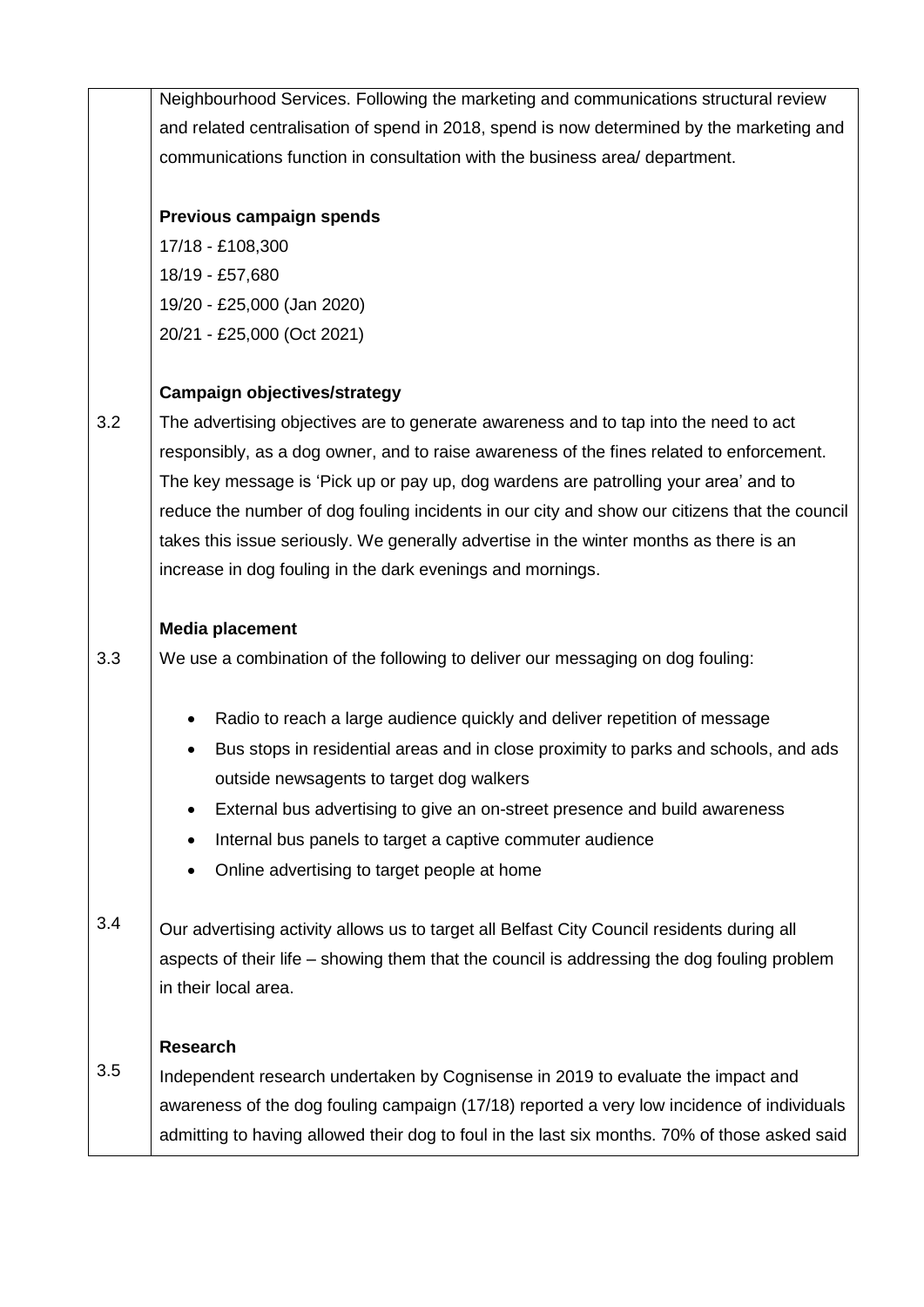Neighbourhood Services. Following the marketing and communications structural review and related centralisation of spend in 2018, spend is now determined by the marketing and communications function in consultation with the business area/ department.

**Previous campaign spends**

17/18 - £108,300
18/19 - £57,680
19/20 - £25,000 (Jan 2020)
20/21 - £25,000 (Oct 2021)

**Campaign objectives/strategy**

3.2 The advertising objectives are to generate awareness and to tap into the need to act responsibly, as a dog owner, and to raise awareness of the fines related to enforcement. The key message is 'Pick up or pay up, dog wardens are patrolling your area' and to reduce the number of dog fouling incidents in our city and show our citizens that the council takes this issue seriously. We generally advertise in the winter months as there is an increase in dog fouling in the dark evenings and mornings.

**Media placement**

3.3 We use a combination of the following to deliver our messaging on dog fouling:

- Radio to reach a large audience quickly and deliver repetition of message
- Bus stops in residential areas and in close proximity to parks and schools, and ads outside newsagents to target dog walkers
- External bus advertising to give an on-street presence and build awareness
- Internal bus panels to target a captive commuter audience
- Online advertising to target people at home

3.4 Our advertising activity allows us to target all Belfast City Council residents during all aspects of their life – showing them that the council is addressing the dog fouling problem in their local area.

**Research**

3.5 Independent research undertaken by Cognisense in 2019 to evaluate the impact and awareness of the dog fouling campaign (17/18) reported a very low incidence of individuals admitting to having allowed their dog to foul in the last six months. 70% of those asked said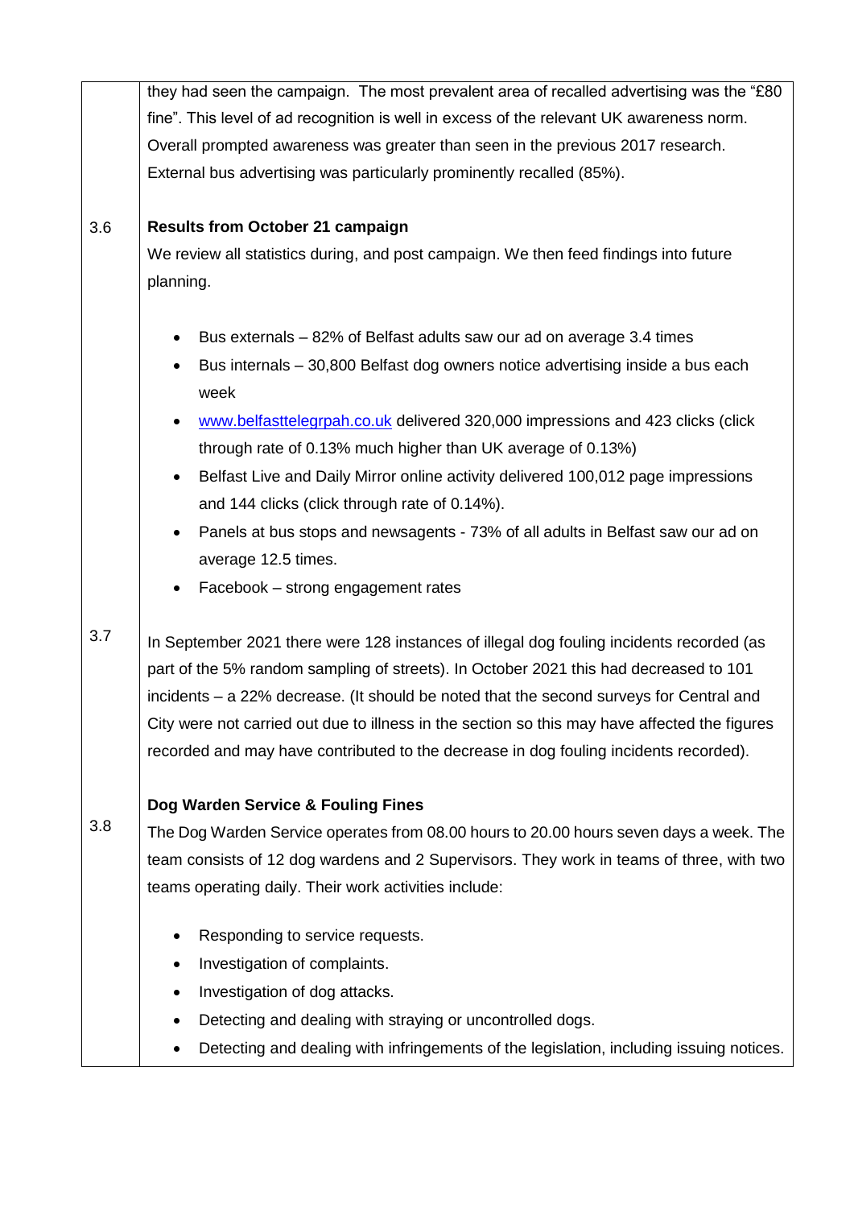they had seen the campaign. The most prevalent area of recalled advertising was the "£80 fine". This level of ad recognition is well in excess of the relevant UK awareness norm. Overall prompted awareness was greater than seen in the previous 2017 research. External bus advertising was particularly prominently recalled (85%).

3.6 **Results from October 21 campaign**

We review all statistics during, and post campaign. We then feed findings into future planning.

- Bus externals – 82% of Belfast adults saw our ad on average 3.4 times
- Bus internals – 30,800 Belfast dog owners notice advertising inside a bus each week
- www.belfasttelegrpah.co.uk delivered 320,000 impressions and 423 clicks (click through rate of 0.13% much higher than UK average of 0.13%)
- Belfast Live and Daily Mirror online activity delivered 100,012 page impressions and 144 clicks (click through rate of 0.14%).
- Panels at bus stops and newsagents - 73% of all adults in Belfast saw our ad on average 12.5 times.
- Facebook – strong engagement rates

3.7 In September 2021 there were 128 instances of illegal dog fouling incidents recorded (as part of the 5% random sampling of streets). In October 2021 this had decreased to 101 incidents – a 22% decrease. (It should be noted that the second surveys for Central and City were not carried out due to illness in the section so this may have affected the figures recorded and may have contributed to the decrease in dog fouling incidents recorded).

**Dog Warden Service & Fouling Fines**

3.8 The Dog Warden Service operates from 08.00 hours to 20.00 hours seven days a week. The team consists of 12 dog wardens and 2 Supervisors. They work in teams of three, with two teams operating daily. Their work activities include:

- Responding to service requests.
- Investigation of complaints.
- Investigation of dog attacks.
- Detecting and dealing with straying or uncontrolled dogs.
- Detecting and dealing with infringements of the legislation, including issuing notices.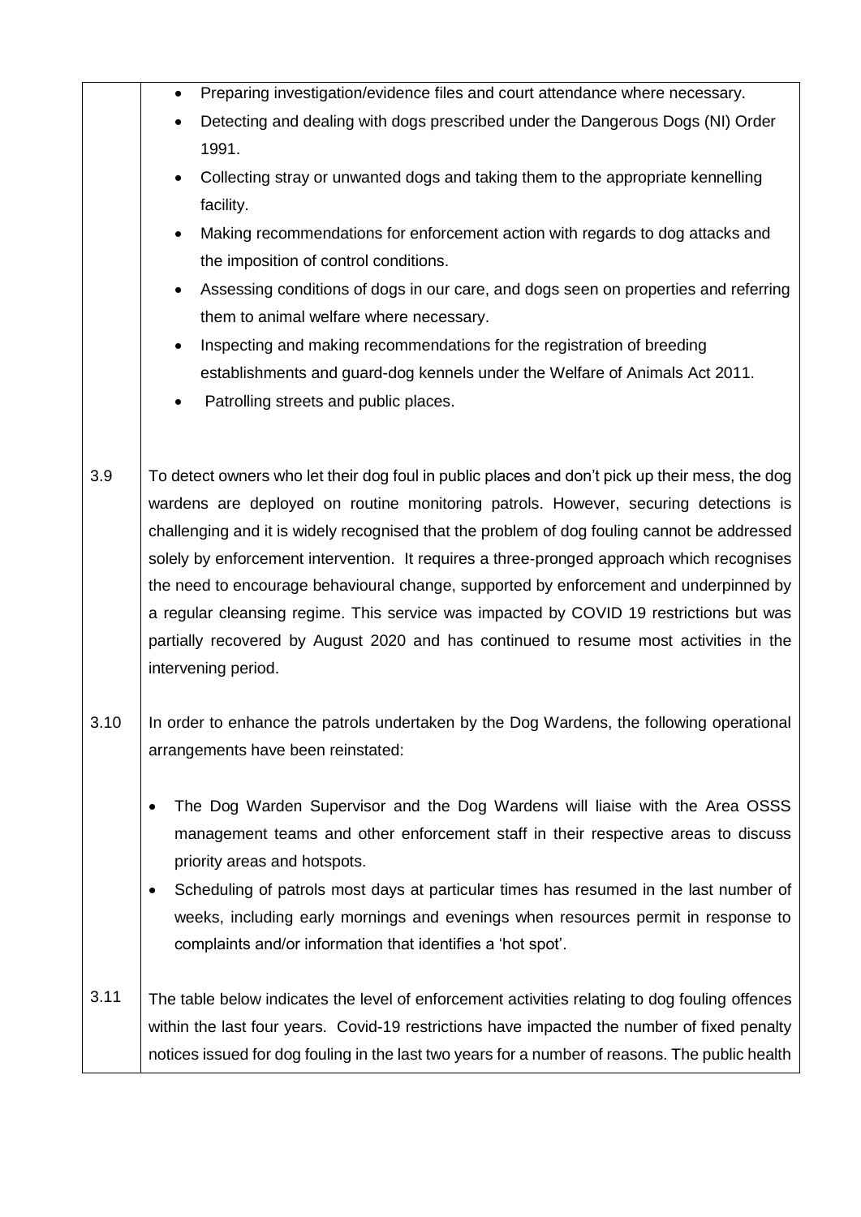- Preparing investigation/evidence files and court attendance where necessary.
- Detecting and dealing with dogs prescribed under the Dangerous Dogs (NI) Order 1991.
- Collecting stray or unwanted dogs and taking them to the appropriate kennelling facility.
- Making recommendations for enforcement action with regards to dog attacks and the imposition of control conditions.
- Assessing conditions of dogs in our care, and dogs seen on properties and referring them to animal welfare where necessary.
- Inspecting and making recommendations for the registration of breeding establishments and guard-dog kennels under the Welfare of Animals Act 2011.
- Patrolling streets and public places.

3.9 To detect owners who let their dog foul in public places and don't pick up their mess, the dog wardens are deployed on routine monitoring patrols. However, securing detections is challenging and it is widely recognised that the problem of dog fouling cannot be addressed solely by enforcement intervention. It requires a three-pronged approach which recognises the need to encourage behavioural change, supported by enforcement and underpinned by a regular cleansing regime. This service was impacted by COVID 19 restrictions but was partially recovered by August 2020 and has continued to resume most activities in the intervening period.

3.10 In order to enhance the patrols undertaken by the Dog Wardens, the following operational arrangements have been reinstated:

- The Dog Warden Supervisor and the Dog Wardens will liaise with the Area OSSS management teams and other enforcement staff in their respective areas to discuss priority areas and hotspots.
- Scheduling of patrols most days at particular times has resumed in the last number of weeks, including early mornings and evenings when resources permit in response to complaints and/or information that identifies a 'hot spot'.

3.11 The table below indicates the level of enforcement activities relating to dog fouling offences within the last four years. Covid-19 restrictions have impacted the number of fixed penalty notices issued for dog fouling in the last two years for a number of reasons. The public health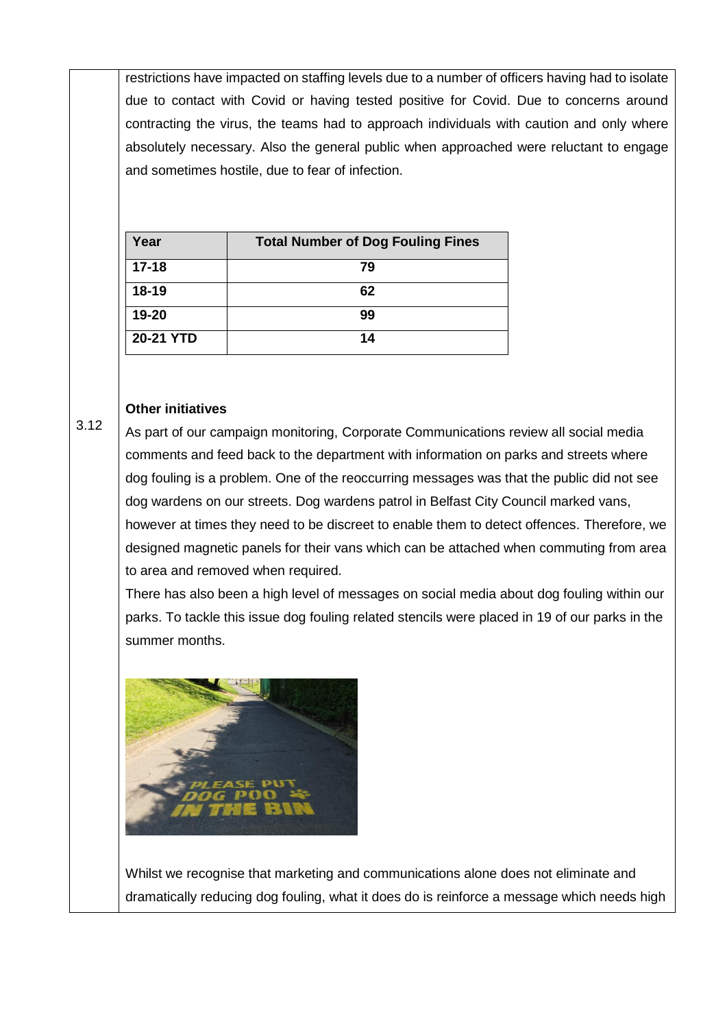restrictions have impacted on staffing levels due to a number of officers having had to isolate due to contact with Covid or having tested positive for Covid. Due to concerns around contracting the virus, the teams had to approach individuals with caution and only where absolutely necessary. Also the general public when approached were reluctant to engage and sometimes hostile, due to fear of infection.

| Year | Total Number of Dog Fouling Fines |
|---|---|
| 17-18 | 79 |
| 18-19 | 62 |
| 19-20 | 99 |
| 20-21 YTD | 14 |

3.12

**Other initiatives**

As part of our campaign monitoring, Corporate Communications review all social media comments and feed back to the department with information on parks and streets where dog fouling is a problem. One of the reoccurring messages was that the public did not see dog wardens on our streets. Dog wardens patrol in Belfast City Council marked vans, however at times they need to be discreet to enable them to detect offences. Therefore, we designed magnetic panels for their vans which can be attached when commuting from area to area and removed when required.

There has also been a high level of messages on social media about dog fouling within our parks. To tackle this issue dog fouling related stencils were placed in 19 of our parks in the summer months.

Whilst we recognise that marketing and communications alone does not eliminate and dramatically reducing dog fouling, what it does do is reinforce a message which needs high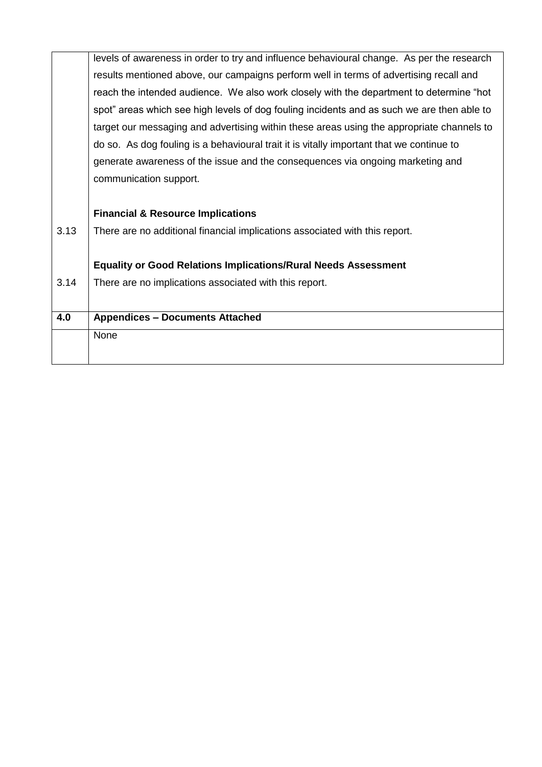| | |
|---|---|
| | levels of awareness in order to try and influence behavioural change. As per the research results mentioned above, our campaigns perform well in terms of advertising recall and reach the intended audience. We also work closely with the department to determine "hot spot" areas which see high levels of dog fouling incidents and as such we are then able to target our messaging and advertising within these areas using the appropriate channels to do so. As dog fouling is a behavioural trait it is vitally important that we continue to generate awareness of the issue and the consequences via ongoing marketing and communication support. |
| | **Financial & Resource Implications** |
| 3.13 | There are no additional financial implications associated with this report. |
| | **Equality or Good Relations Implications/Rural Needs Assessment** |
| 3.14 | There are no implications associated with this report. |
| **4.0** | **Appendices – Documents Attached** |
| | None |